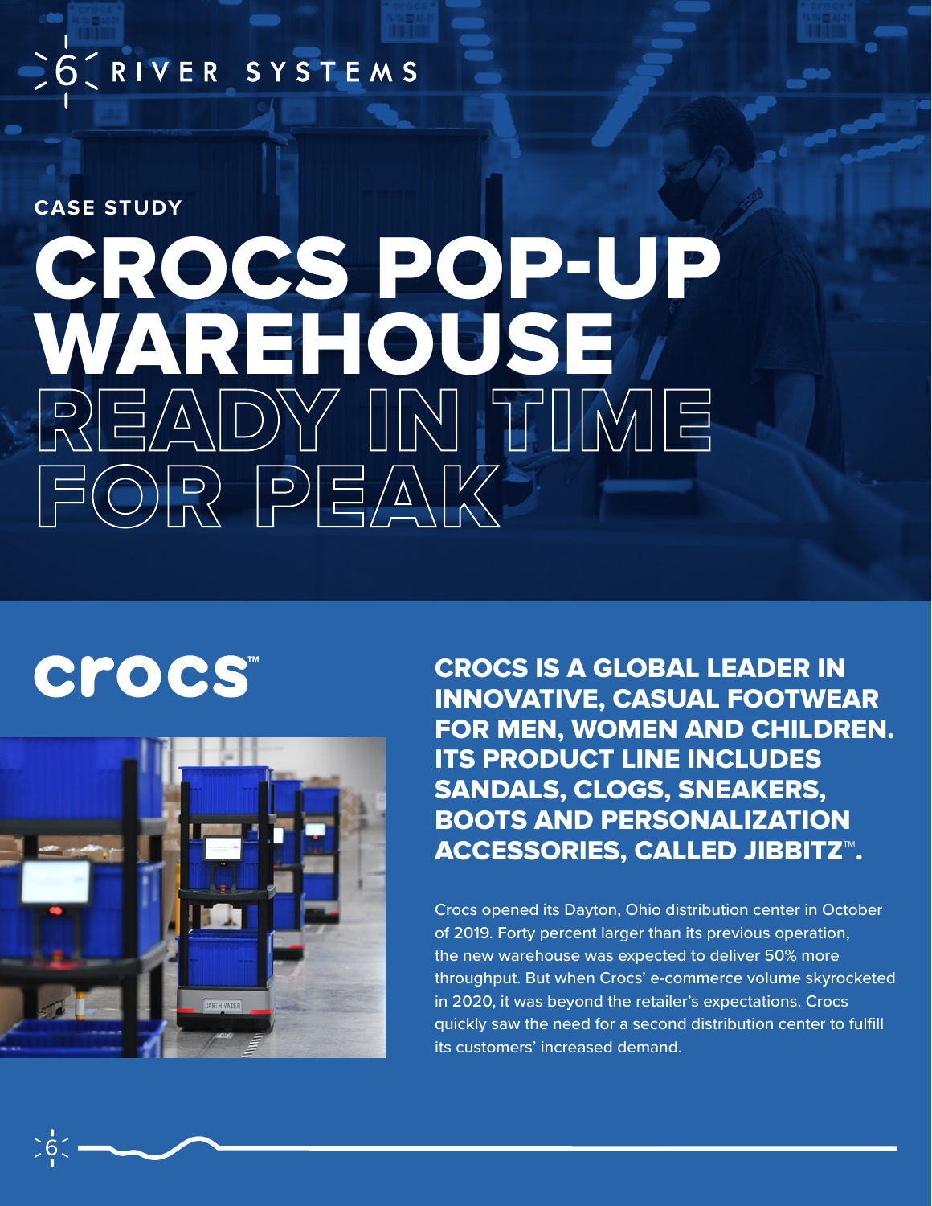6 RIVER SYSTEMS

CASE STUDY

# CROCS POP-UP WAREHOUSE READY IN TIME FOR PEAK

crocs™

## CROCS IS A GLOBAL LEADER IN INNOVATIVE, CASUAL FOOTWEAR FOR MEN, WOMEN AND CHILDREN. ITS PRODUCT LINE INCLUDES SANDALS, CLOGS, SNEAKERS, BOOTS AND PERSONALIZATION ACCESSORIES, CALLED JIBBITZ™.

Crocs opened its Dayton, Ohio distribution center in October of 2019. Forty percent larger than its previous operation, the new warehouse was expected to deliver 50% more throughput. But when Crocs' e-commerce volume skyrocketed in 2020, it was beyond the retailer's expectations. Crocs quickly saw the need for a second distribution center to fulfill its customers' increased demand.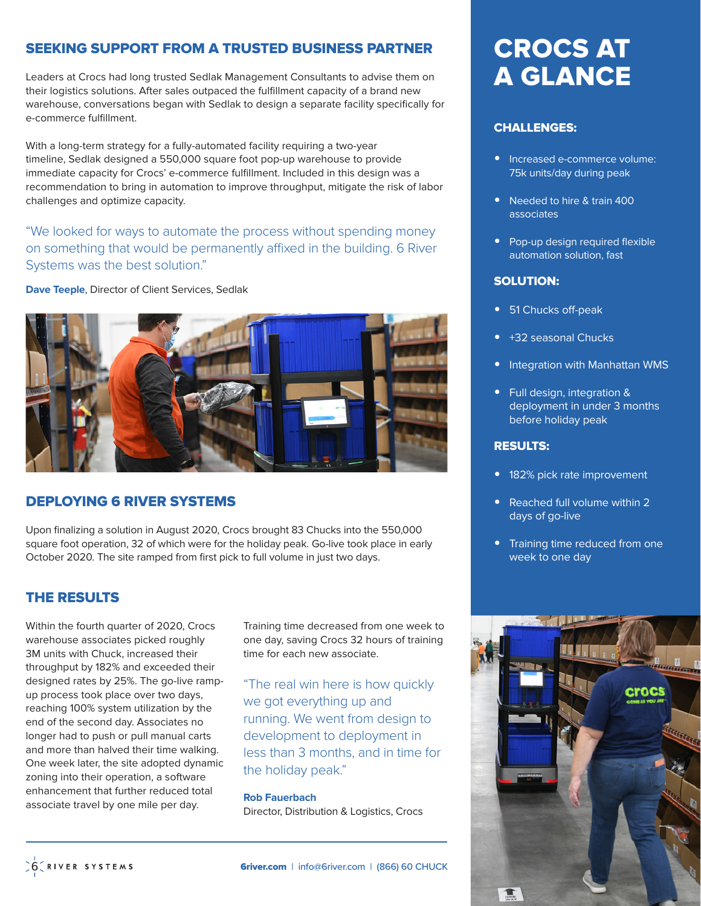## SEEKING SUPPORT FROM A TRUSTED BUSINESS PARTNER

Leaders at Crocs had long trusted Sedlak Management Consultants to advise them on their logistics solutions. After sales outpaced the fulfillment capacity of a brand new warehouse, conversations began with Sedlak to design a separate facility specifically for e-commerce fulfillment.

With a long-term strategy for a fully-automated facility requiring a two-year timeline, Sedlak designed a 550,000 square foot pop-up warehouse to provide immediate capacity for Crocs' e-commerce fulfillment. Included in this design was a recommendation to bring in automation to improve throughput, mitigate the risk of labor challenges and optimize capacity.

> "We looked for ways to automate the process without spending money on something that would be permanently affixed in the building. 6 River Systems was the best solution."

**Dave Teeple**, Director of Client Services, Sedlak

## DEPLOYING 6 RIVER SYSTEMS

Upon finalizing a solution in August 2020, Crocs brought 83 Chucks into the 550,000 square foot operation, 32 of which were for the holiday peak. Go-live took place in early October 2020. The site ramped from first pick to full volume in just two days.

## THE RESULTS

Within the fourth quarter of 2020, Crocs warehouse associates picked roughly 3M units with Chuck, increased their throughput by 182% and exceeded their designed rates by 25%. The go-live ramp-up process took place over two days, reaching 100% system utilization by the end of the second day. Associates no longer had to push or pull manual carts and more than halved their time walking. One week later, the site adopted dynamic zoning into their operation, a software enhancement that further reduced total associate travel by one mile per day.

Training time decreased from one week to one day, saving Crocs 32 hours of training time for each new associate.

> "The real win here is how quickly we got everything up and running. We went from design to development to deployment in less than 3 months, and in time for the holiday peak."

**Rob Fauerbach**
Director, Distribution & Logistics, Crocs

# CROCS AT A GLANCE

### CHALLENGES:

- Increased e-commerce volume: 75k units/day during peak
- Needed to hire & train 400 associates
- Pop-up design required flexible automation solution, fast

### SOLUTION:

- 51 Chucks off-peak
- +32 seasonal Chucks
- Integration with Manhattan WMS
- Full design, integration & deployment in under 3 months before holiday peak

### RESULTS:

- 182% pick rate improvement
- Reached full volume within 2 days of go-live
- Training time reduced from one week to one day

6 RIVER SYSTEMS

**6river.com** | info@6river.com | (866) 60 CHUCK